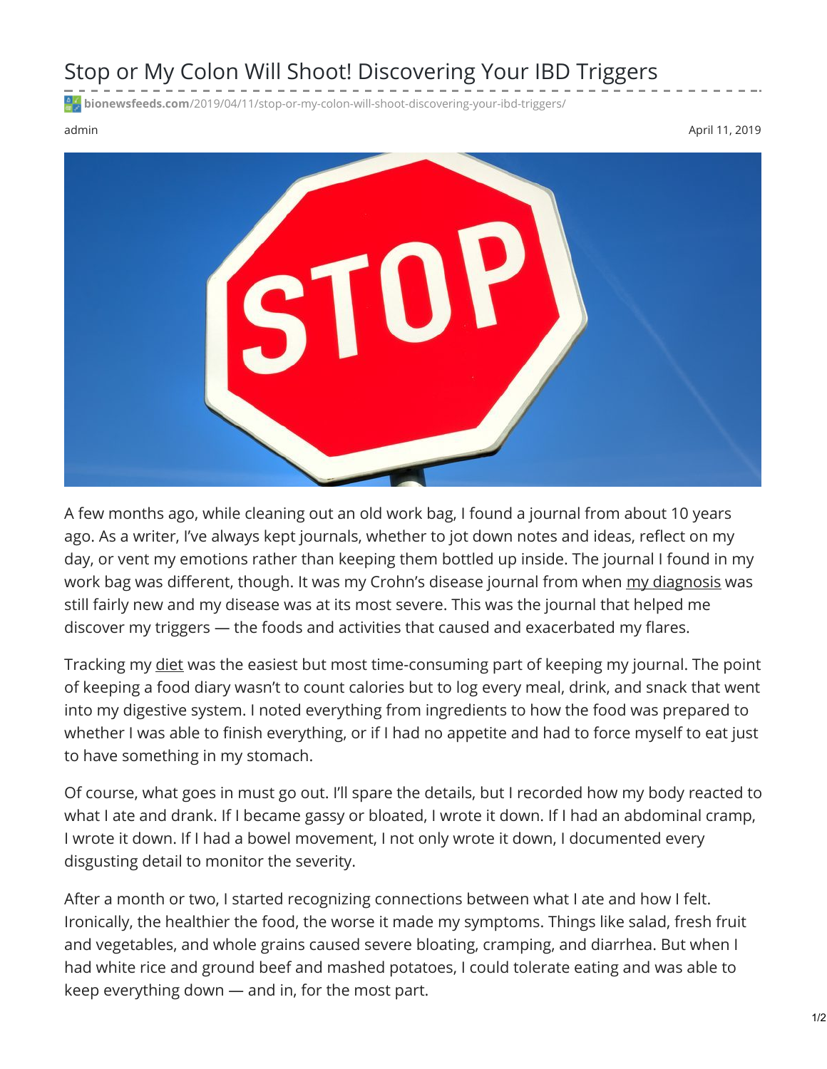# Stop or My Colon Will Shoot! Discovering Your IBD Triggers

bionewsfeeds.com/2019/04/11/stop-or-my-colon-will-shoot-discovering-your-ibd-triggers/

admin

April 11, 2019

A few months ago, while cleaning out an old work bag, I found a journal from about 10 years ago. As a writer, I've always kept journals, whether to jot down notes and ideas, reflect on my day, or vent my emotions rather than keeping them bottled up inside. The journal I found in my work bag was different, though. It was my Crohn's disease journal from when my diagnosis was still fairly new and my disease was at its most severe. This was the journal that helped me discover my triggers — the foods and activities that caused and exacerbated my flares.

Tracking my diet was the easiest but most time-consuming part of keeping my journal. The point of keeping a food diary wasn't to count calories but to log every meal, drink, and snack that went into my digestive system. I noted everything from ingredients to how the food was prepared to whether I was able to finish everything, or if I had no appetite and had to force myself to eat just to have something in my stomach.

Of course, what goes in must go out. I'll spare the details, but I recorded how my body reacted to what I ate and drank. If I became gassy or bloated, I wrote it down. If I had an abdominal cramp, I wrote it down. If I had a bowel movement, I not only wrote it down, I documented every disgusting detail to monitor the severity.

After a month or two, I started recognizing connections between what I ate and how I felt. Ironically, the healthier the food, the worse it made my symptoms. Things like salad, fresh fruit and vegetables, and whole grains caused severe bloating, cramping, and diarrhea. But when I had white rice and ground beef and mashed potatoes, I could tolerate eating and was able to keep everything down — and in, for the most part.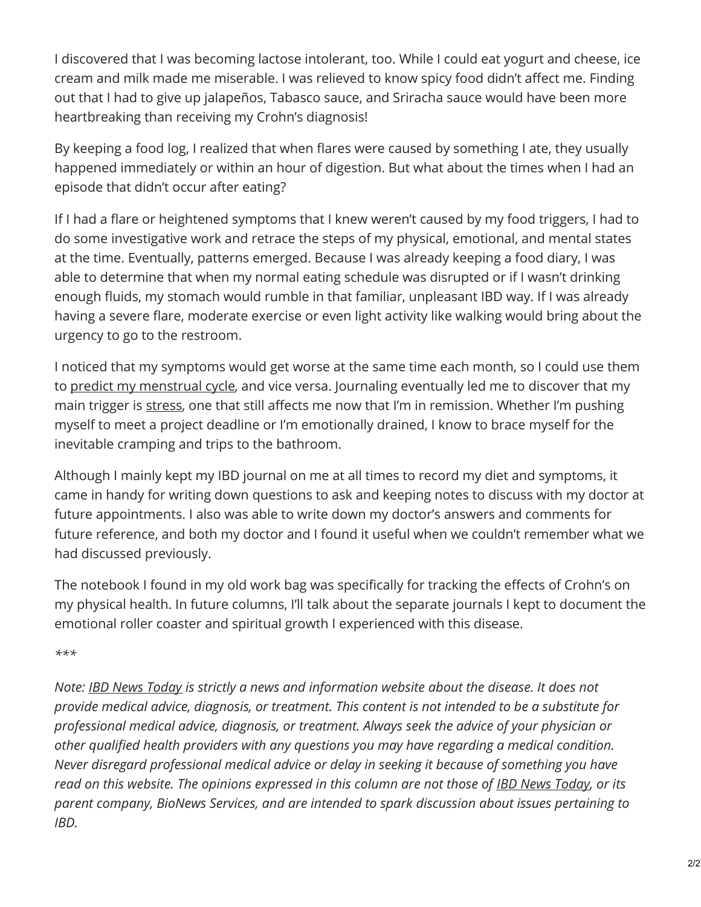I discovered that I was becoming lactose intolerant, too. While I could eat yogurt and cheese, ice cream and milk made me miserable. I was relieved to know spicy food didn't affect me. Finding out that I had to give up jalapeños, Tabasco sauce, and Sriracha sauce would have been more heartbreaking than receiving my Crohn's diagnosis!

By keeping a food log, I realized that when flares were caused by something I ate, they usually happened immediately or within an hour of digestion. But what about the times when I had an episode that didn't occur after eating?

If I had a flare or heightened symptoms that I knew weren't caused by my food triggers, I had to do some investigative work and retrace the steps of my physical, emotional, and mental states at the time. Eventually, patterns emerged. Because I was already keeping a food diary, I was able to determine that when my normal eating schedule was disrupted or if I wasn't drinking enough fluids, my stomach would rumble in that familiar, unpleasant IBD way. If I was already having a severe flare, moderate exercise or even light activity like walking would bring about the urgency to go to the restroom.

I noticed that my symptoms would get worse at the same time each month, so I could use them to predict my menstrual cycle, and vice versa. Journaling eventually led me to discover that my main trigger is stress, one that still affects me now that I'm in remission. Whether I'm pushing myself to meet a project deadline or I'm emotionally drained, I know to brace myself for the inevitable cramping and trips to the bathroom.

Although I mainly kept my IBD journal on me at all times to record my diet and symptoms, it came in handy for writing down questions to ask and keeping notes to discuss with my doctor at future appointments. I also was able to write down my doctor's answers and comments for future reference, and both my doctor and I found it useful when we couldn't remember what we had discussed previously.

The notebook I found in my old work bag was specifically for tracking the effects of Crohn's on my physical health. In future columns, I'll talk about the separate journals I kept to document the emotional roller coaster and spiritual growth I experienced with this disease.

*\*\*\**

*Note: IBD News Today is strictly a news and information website about the disease. It does not provide medical advice, diagnosis, or treatment. This content is not intended to be a substitute for professional medical advice, diagnosis, or treatment. Always seek the advice of your physician or other qualified health providers with any questions you may have regarding a medical condition. Never disregard professional medical advice or delay in seeking it because of something you have read on this website. The opinions expressed in this column are not those of IBD News Today, or its parent company, BioNews Services, and are intended to spark discussion about issues pertaining to IBD.*